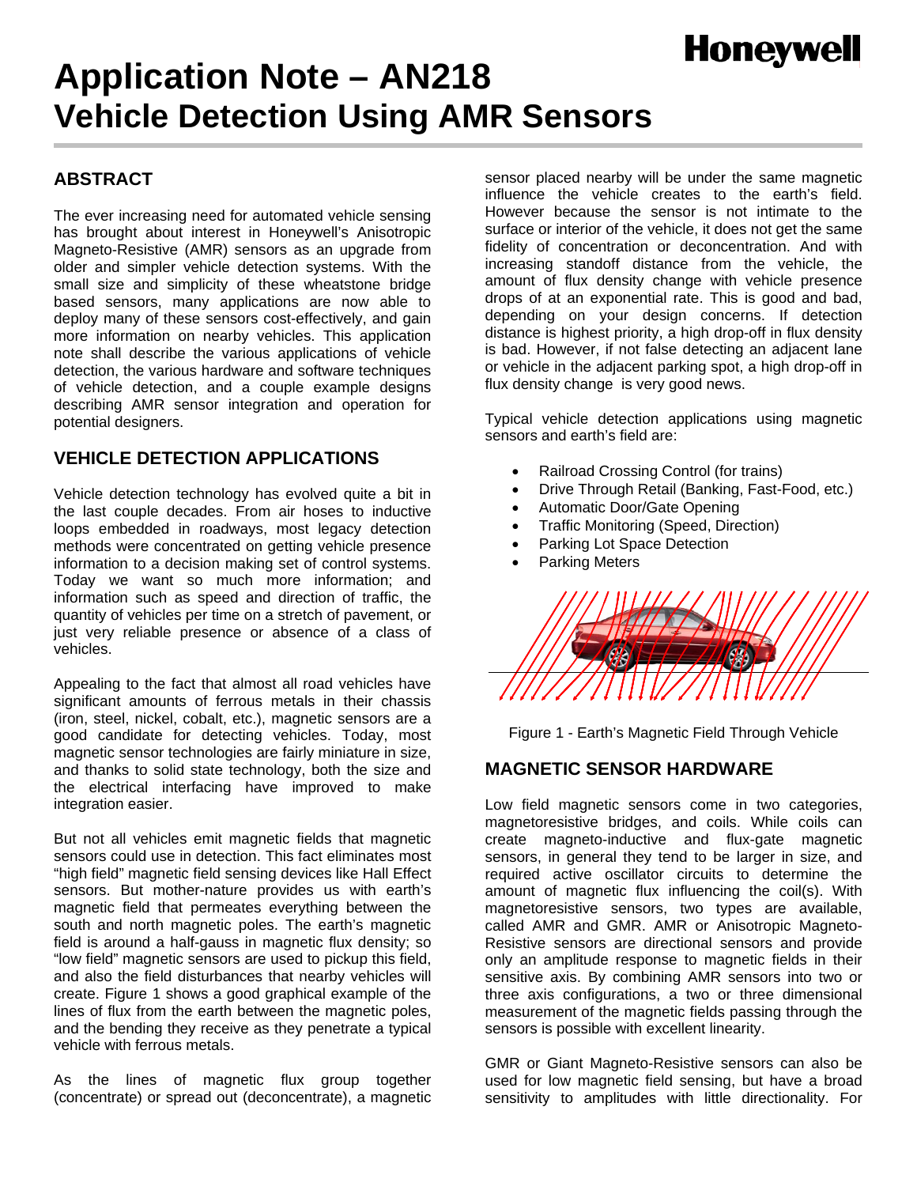# Application Note – AN218
# Vehicle Detection Using AMR Sensors

Honeywell

## ABSTRACT

The ever increasing need for automated vehicle sensing has brought about interest in Honeywell's Anisotropic Magneto-Resistive (AMR) sensors as an upgrade from older and simpler vehicle detection systems. With the small size and simplicity of these wheatstone bridge based sensors, many applications are now able to deploy many of these sensors cost-effectively, and gain more information on nearby vehicles. This application note shall describe the various applications of vehicle detection, the various hardware and software techniques of vehicle detection, and a couple example designs describing AMR sensor integration and operation for potential designers.

## VEHICLE DETECTION APPLICATIONS

Vehicle detection technology has evolved quite a bit in the last couple decades. From air hoses to inductive loops embedded in roadways, most legacy detection methods were concentrated on getting vehicle presence information to a decision making set of control systems. Today we want so much more information; and information such as speed and direction of traffic, the quantity of vehicles per time on a stretch of pavement, or just very reliable presence or absence of a class of vehicles.

Appealing to the fact that almost all road vehicles have significant amounts of ferrous metals in their chassis (iron, steel, nickel, cobalt, etc.), magnetic sensors are a good candidate for detecting vehicles. Today, most magnetic sensor technologies are fairly miniature in size, and thanks to solid state technology, both the size and the electrical interfacing have improved to make integration easier.

But not all vehicles emit magnetic fields that magnetic sensors could use in detection. This fact eliminates most "high field" magnetic field sensing devices like Hall Effect sensors. But mother-nature provides us with earth's magnetic field that permeates everything between the south and north magnetic poles. The earth's magnetic field is around a half-gauss in magnetic flux density; so "low field" magnetic sensors are used to pickup this field, and also the field disturbances that nearby vehicles will create. Figure 1 shows a good graphical example of the lines of flux from the earth between the magnetic poles, and the bending they receive as they penetrate a typical vehicle with ferrous metals.

As the lines of magnetic flux group together (concentrate) or spread out (deconcentrate), a magnetic sensor placed nearby will be under the same magnetic influence the vehicle creates to the earth's field. However because the sensor is not intimate to the surface or interior of the vehicle, it does not get the same fidelity of concentration or deconcentration. And with increasing standoff distance from the vehicle, the amount of flux density change with vehicle presence drops of at an exponential rate. This is good and bad, depending on your design concerns. If detection distance is highest priority, a high drop-off in flux density is bad. However, if not false detecting an adjacent lane or vehicle in the adjacent parking spot, a high drop-off in flux density change is very good news.

Typical vehicle detection applications using magnetic sensors and earth's field are:

- Railroad Crossing Control (for trains)
- Drive Through Retail (Banking, Fast-Food, etc.)
- Automatic Door/Gate Opening
- Traffic Monitoring (Speed, Direction)
- Parking Lot Space Detection
- Parking Meters

Figure 1 - Earth's Magnetic Field Through Vehicle

## MAGNETIC SENSOR HARDWARE

Low field magnetic sensors come in two categories, magnetoresistive bridges, and coils. While coils can create magneto-inductive and flux-gate magnetic sensors, in general they tend to be larger in size, and required active oscillator circuits to determine the amount of magnetic flux influencing the coil(s). With magnetoresistive sensors, two types are available, called AMR and GMR. AMR or Anisotropic Magneto-Resistive sensors are directional sensors and provide only an amplitude response to magnetic fields in their sensitive axis. By combining AMR sensors into two or three axis configurations, a two or three dimensional measurement of the magnetic fields passing through the sensors is possible with excellent linearity.

GMR or Giant Magneto-Resistive sensors can also be used for low magnetic field sensing, but have a broad sensitivity to amplitudes with little directionality. For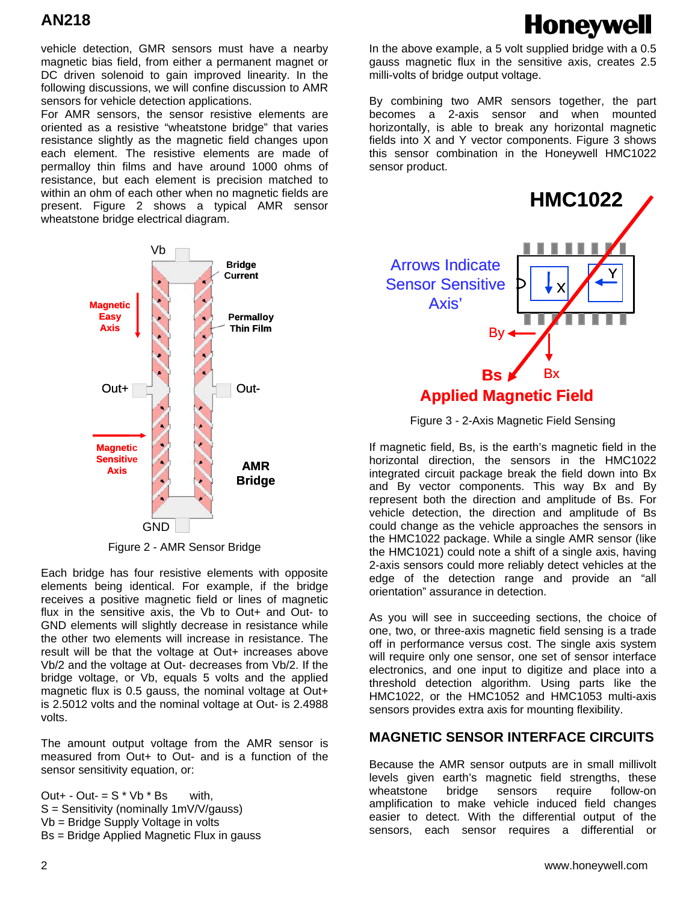vehicle detection, GMR sensors must have a nearby magnetic bias field, from either a permanent magnet or DC driven solenoid to gain improved linearity. In the following discussions, we will confine discussion to AMR sensors for vehicle detection applications.

For AMR sensors, the sensor resistive elements are oriented as a resistive "wheatstone bridge" that varies resistance slightly as the magnetic field changes upon each element. The resistive elements are made of permalloy thin films and have around 1000 ohms of resistance, but each element is precision matched to within an ohm of each other when no magnetic fields are present. Figure 2 shows a typical AMR sensor wheatstone bridge electrical diagram.

Figure 2 - AMR Sensor Bridge

Each bridge has four resistive elements with opposite elements being identical. For example, if the bridge receives a positive magnetic field or lines of magnetic flux in the sensitive axis, the Vb to Out+ and Out- to GND elements will slightly decrease in resistance while the other two elements will increase in resistance. The result will be that the voltage at Out+ increases above Vb/2 and the voltage at Out- decreases from Vb/2. If the bridge voltage, or Vb, equals 5 volts and the applied magnetic flux is 0.5 gauss, the nominal voltage at Out+ is 2.5012 volts and the nominal voltage at Out- is 2.4988 volts.

The amount output voltage from the AMR sensor is measured from Out+ to Out- and is a function of the sensor sensitivity equation, or:

$Out+ - Out- = S * Vb * Bs$ with,
S = Sensitivity (nominally 1mV/V/gauss)
Vb = Bridge Supply Voltage in volts
Bs = Bridge Applied Magnetic Flux in gauss

In the above example, a 5 volt supplied bridge with a 0.5 gauss magnetic flux in the sensitive axis, creates 2.5 milli-volts of bridge output voltage.

By combining two AMR sensors together, the part becomes a 2-axis sensor and when mounted horizontally, is able to break any horizontal magnetic fields into X and Y vector components. Figure 3 shows this sensor combination in the Honeywell HMC1022 sensor product.

Figure 3 - 2-Axis Magnetic Field Sensing

If magnetic field, Bs, is the earth's magnetic field in the horizontal direction, the sensors in the HMC1022 integrated circuit package break the field down into Bx and By vector components. This way Bx and By represent both the direction and amplitude of Bs. For vehicle detection, the direction and amplitude of Bs could change as the vehicle approaches the sensors in the HMC1022 package. While a single AMR sensor (like the HMC1021) could note a shift of a single axis, having 2-axis sensors could more reliably detect vehicles at the edge of the detection range and provide an "all orientation" assurance in detection.

As you will see in succeeding sections, the choice of one, two, or three-axis magnetic field sensing is a trade off in performance versus cost. The single axis system will require only one sensor, one set of sensor interface electronics, and one input to digitize and place into a threshold detection algorithm. Using parts like the HMC1022, or the HMC1052 and HMC1053 multi-axis sensors provides extra axis for mounting flexibility.

## MAGNETIC SENSOR INTERFACE CIRCUITS

Because the AMR sensor outputs are in small millivolt levels given earth's magnetic field strengths, these wheatstone bridge sensors require follow-on amplification to make vehicle induced field changes easier to detect. With the differential output of the sensors, each sensor requires a differential or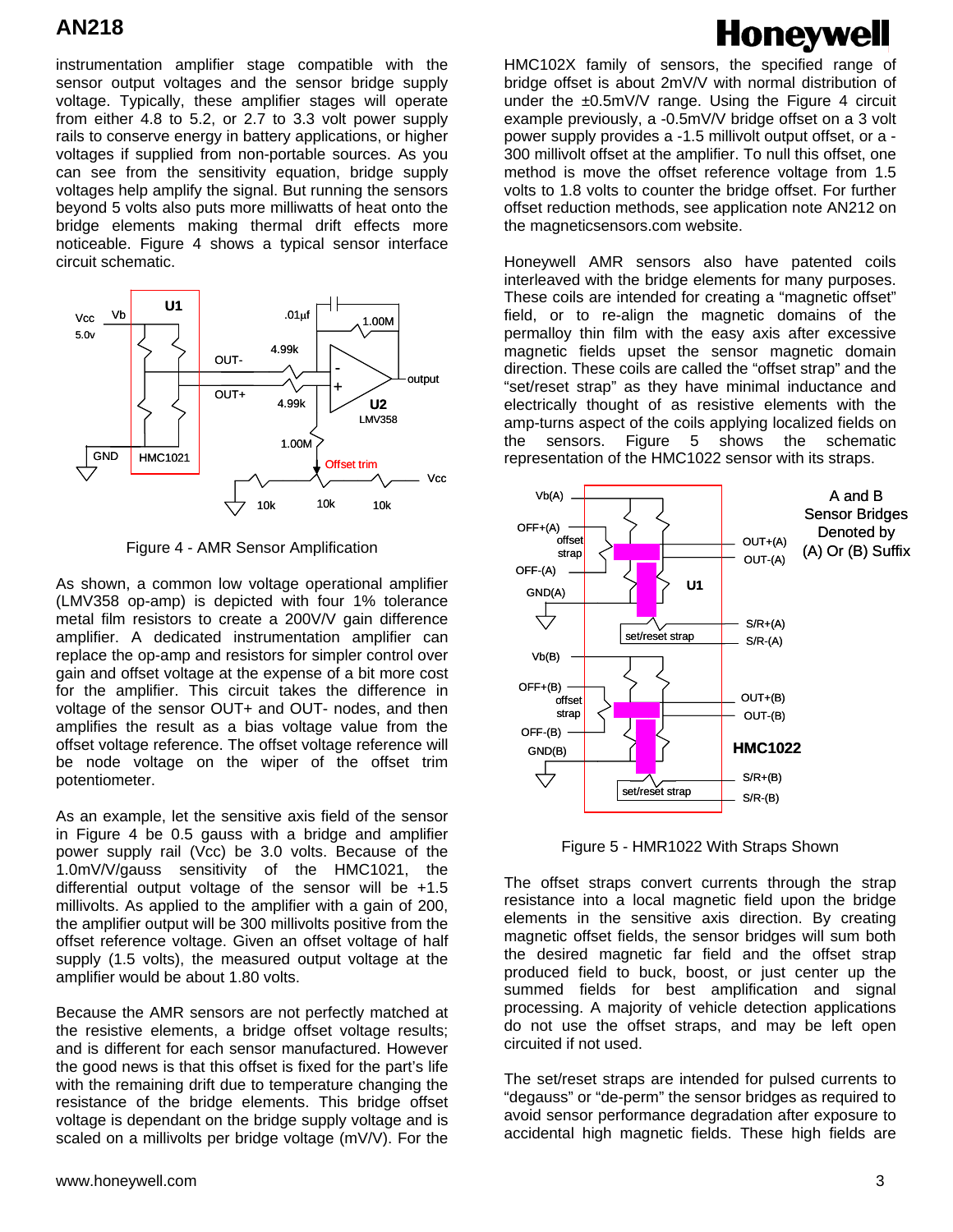instrumentation amplifier stage compatible with the sensor output voltages and the sensor bridge supply voltage. Typically, these amplifier stages will operate from either 4.8 to 5.2, or 2.7 to 3.3 volt power supply rails to conserve energy in battery applications, or higher voltages if supplied from non-portable sources. As you can see from the sensitivity equation, bridge supply voltages help amplify the signal. But running the sensors beyond 5 volts also puts more milliwatts of heat onto the bridge elements making thermal drift effects more noticeable. Figure 4 shows a typical sensor interface circuit schematic.

Figure 4 - AMR Sensor Amplification

As shown, a common low voltage operational amplifier (LMV358 op-amp) is depicted with four 1% tolerance metal film resistors to create a 200V/V gain difference amplifier. A dedicated instrumentation amplifier can replace the op-amp and resistors for simpler control over gain and offset voltage at the expense of a bit more cost for the amplifier. This circuit takes the difference in voltage of the sensor OUT+ and OUT- nodes, and then amplifies the result as a bias voltage value from the offset voltage reference. The offset voltage reference will be node voltage on the wiper of the offset trim potentiometer.

As an example, let the sensitive axis field of the sensor in Figure 4 be 0.5 gauss with a bridge and amplifier power supply rail (Vcc) be 3.0 volts. Because of the 1.0mV/V/gauss sensitivity of the HMC1021, the differential output voltage of the sensor will be +1.5 millivolts. As applied to the amplifier with a gain of 200, the amplifier output will be 300 millivolts positive from the offset reference voltage. Given an offset voltage of half supply (1.5 volts), the measured output voltage at the amplifier would be about 1.80 volts.

Because the AMR sensors are not perfectly matched at the resistive elements, a bridge offset voltage results; and is different for each sensor manufactured. However the good news is that this offset is fixed for the part's life with the remaining drift due to temperature changing the resistance of the bridge elements. This bridge offset voltage is dependant on the bridge supply voltage and is scaled on a millivolts per bridge voltage (mV/V). For the HMC102X family of sensors, the specified range of bridge offset is about 2mV/V with normal distribution of under the ±0.5mV/V range. Using the Figure 4 circuit example previously, a -0.5mV/V bridge offset on a 3 volt power supply provides a -1.5 millivolt output offset, or a -300 millivolt offset at the amplifier. To null this offset, one method is move the offset reference voltage from 1.5 volts to 1.8 volts to counter the bridge offset. For further offset reduction methods, see application note AN212 on the magneticsensors.com website.

Honeywell AMR sensors also have patented coils interleaved with the bridge elements for many purposes. These coils are intended for creating a "magnetic offset" field, or to re-align the magnetic domains of the permalloy thin film with the easy axis after excessive magnetic fields upset the sensor magnetic domain direction. These coils are called the "offset strap" and the "set/reset strap" as they have minimal inductance and electrically thought of as resistive elements with the amp-turns aspect of the coils applying localized fields on the sensors. Figure 5 shows the schematic representation of the HMC1022 sensor with its straps.

Figure 5 - HMR1022 With Straps Shown

The offset straps convert currents through the strap resistance into a local magnetic field upon the bridge elements in the sensitive axis direction. By creating magnetic offset fields, the sensor bridges will sum both the desired magnetic far field and the offset strap produced field to buck, boost, or just center up the summed fields for best amplification and signal processing. A majority of vehicle detection applications do not use the offset straps, and may be left open circuited if not used.

The set/reset straps are intended for pulsed currents to "degauss" or "de-perm" the sensor bridges as required to avoid sensor performance degradation after exposure to accidental high magnetic fields. These high fields are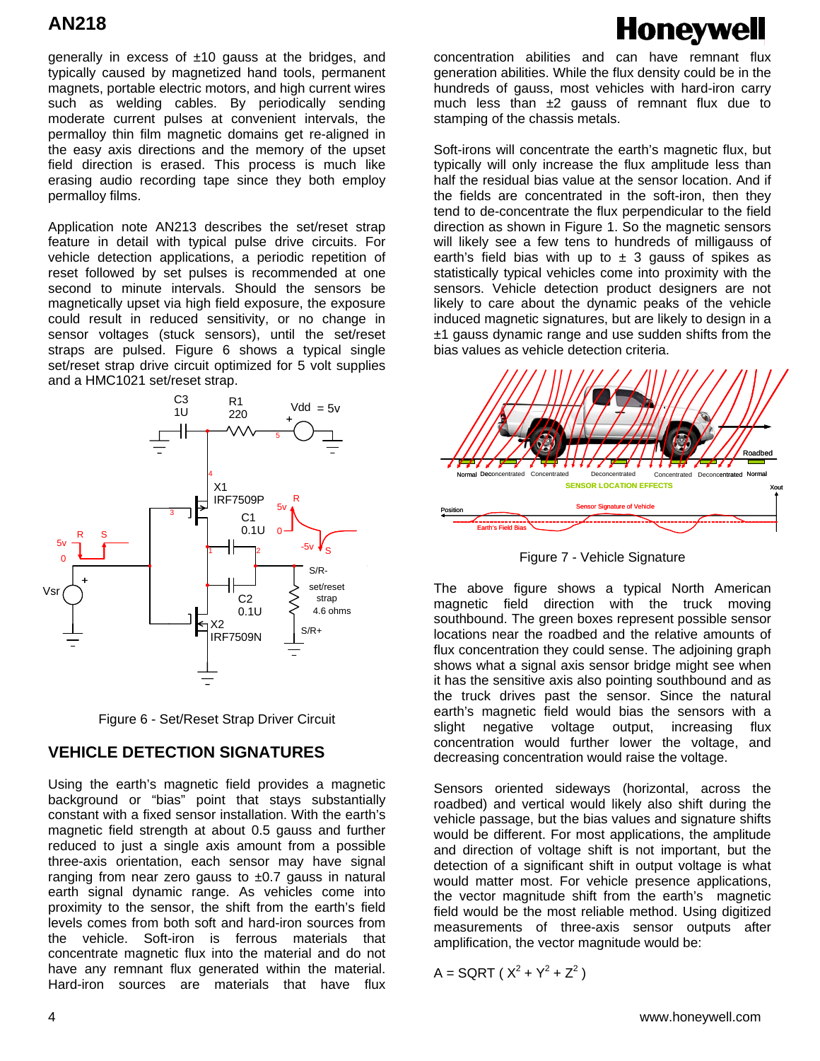generally in excess of ±10 gauss at the bridges, and typically caused by magnetized hand tools, permanent magnets, portable electric motors, and high current wires such as welding cables. By periodically sending moderate current pulses at convenient intervals, the permalloy thin film magnetic domains get re-aligned in the easy axis directions and the memory of the upset field direction is erased. This process is much like erasing audio recording tape since they both employ permalloy films.

Application note AN213 describes the set/reset strap feature in detail with typical pulse drive circuits. For vehicle detection applications, a periodic repetition of reset followed by set pulses is recommended at one second to minute intervals. Should the sensors be magnetically upset via high field exposure, the exposure could result in reduced sensitivity, or no change in sensor voltages (stuck sensors), until the set/reset straps are pulsed. Figure 6 shows a typical single set/reset strap drive circuit optimized for 5 volt supplies and a HMC1021 set/reset strap.

Figure 6 - Set/Reset Strap Driver Circuit

## VEHICLE DETECTION SIGNATURES

Using the earth's magnetic field provides a magnetic background or "bias" point that stays substantially constant with a fixed sensor installation. With the earth's magnetic field strength at about 0.5 gauss and further reduced to just a single axis amount from a possible three-axis orientation, each sensor may have signal ranging from near zero gauss to ±0.7 gauss in natural earth signal dynamic range. As vehicles come into proximity to the sensor, the shift from the earth's field levels comes from both soft and hard-iron sources from the vehicle. Soft-iron is ferrous materials that concentrate magnetic flux into the material and do not have any remnant flux generated within the material. Hard-iron sources are materials that have flux concentration abilities and can have remnant flux generation abilities. While the flux density could be in the hundreds of gauss, most vehicles with hard-iron carry much less than ±2 gauss of remnant flux due to stamping of the chassis metals.

Soft-irons will concentrate the earth's magnetic flux, but typically will only increase the flux amplitude less than half the residual bias value at the sensor location. And if the fields are concentrated in the soft-iron, then they tend to de-concentrate the flux perpendicular to the field direction as shown in Figure 1. So the magnetic sensors will likely see a few tens to hundreds of milligauss of earth's field bias with up to ± 3 gauss of spikes as statistically typical vehicles come into proximity with the sensors. Vehicle detection product designers are not likely to care about the dynamic peaks of the vehicle induced magnetic signatures, but are likely to design in a ±1 gauss dynamic range and use sudden shifts from the bias values as vehicle detection criteria.

Figure 7 - Vehicle Signature

The above figure shows a typical North American magnetic field direction with the truck moving southbound. The green boxes represent possible sensor locations near the roadbed and the relative amounts of flux concentration they could sense. The adjoining graph shows what a signal axis sensor bridge might see when it has the sensitive axis also pointing southbound and as the truck drives past the sensor. Since the natural earth's magnetic field would bias the sensors with a slight negative voltage output, increasing flux concentration would further lower the voltage, and decreasing concentration would raise the voltage.

Sensors oriented sideways (horizontal, across the roadbed) and vertical would likely also shift during the vehicle passage, but the bias values and signature shifts would be different. For most applications, the amplitude and direction of voltage shift is not important, but the detection of a significant shift in output voltage is what would matter most. For vehicle presence applications, the vector magnitude shift from the earth's magnetic field would be the most reliable method. Using digitized measurements of three-axis sensor outputs after amplification, the vector magnitude would be:

$$A = \text{SQRT}\ (X^2 + Y^2 + Z^2)$$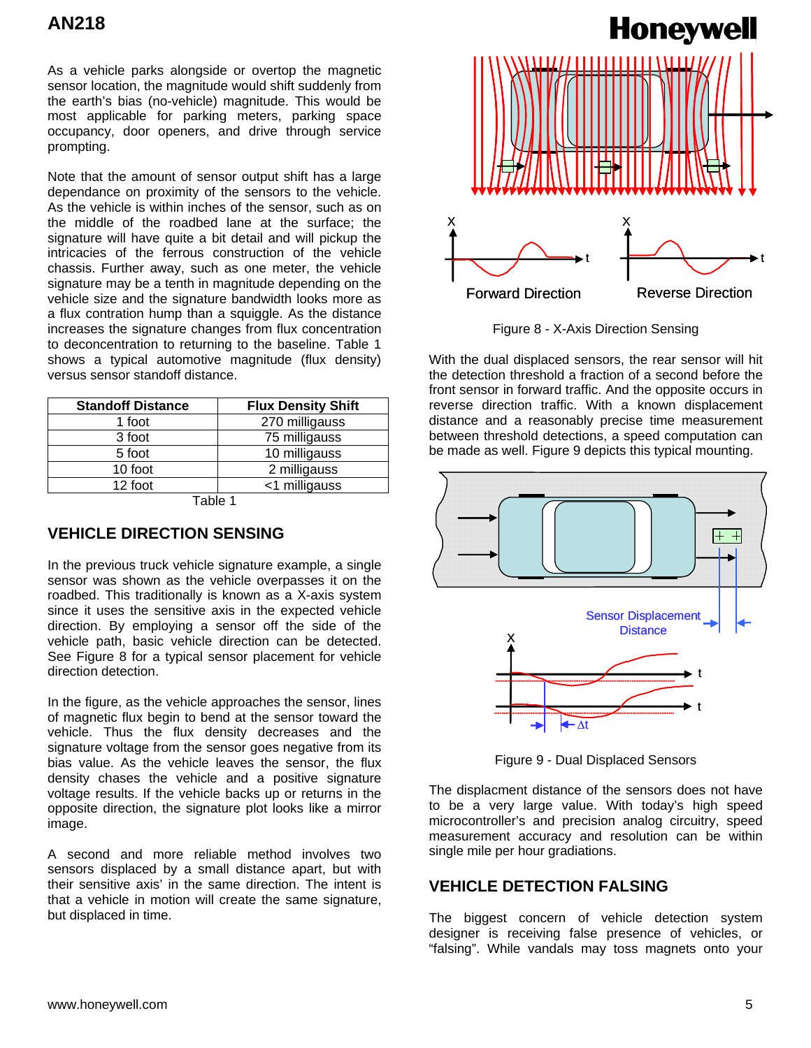As a vehicle parks alongside or overtop the magnetic sensor location, the magnitude would shift suddenly from the earth's bias (no-vehicle) magnitude. This would be most applicable for parking meters, parking space occupancy, door openers, and drive through service prompting.

Note that the amount of sensor output shift has a large dependance on proximity of the sensors to the vehicle. As the vehicle is within inches of the sensor, such as on the middle of the roadbed lane at the surface; the signature will have quite a bit detail and will pickup the intricacies of the ferrous construction of the vehicle chassis. Further away, such as one meter, the vehicle signature may be a tenth in magnitude depending on the vehicle size and the signature bandwidth looks more as a flux contration hump than a squiggle. As the distance increases the signature changes from flux concentration to deconcentration to returning to the baseline. Table 1 shows a typical automotive magnitude (flux density) versus sensor standoff distance.

| Standoff Distance | Flux Density Shift |
|---|---|
| 1 foot | 270 milligauss |
| 3 foot | 75 milligauss |
| 5 foot | 10 milligauss |
| 10 foot | 2 milligauss |
| 12 foot | <1 milligauss |

Table 1

## VEHICLE DIRECTION SENSING

In the previous truck vehicle signature example, a single sensor was shown as the vehicle overpasses it on the roadbed. This traditionally is known as a X-axis system since it uses the sensitive axis in the expected vehicle direction. By employing a sensor off the side of the vehicle path, basic vehicle direction can be detected. See Figure 8 for a typical sensor placement for vehicle direction detection.

In the figure, as the vehicle approaches the sensor, lines of magnetic flux begin to bend at the sensor toward the vehicle. Thus the flux density decreases and the signature voltage from the sensor goes negative from its bias value. As the vehicle leaves the sensor, the flux density chases the vehicle and a positive signature voltage results. If the vehicle backs up or returns in the opposite direction, the signature plot looks like a mirror image.

A second and more reliable method involves two sensors displaced by a small distance apart, but with their sensitive axis' in the same direction. The intent is that a vehicle in motion will create the same signature, but displaced in time.

Figure 8 - X-Axis Direction Sensing

With the dual displaced sensors, the rear sensor will hit the detection threshold a fraction of a second before the front sensor in forward traffic. And the opposite occurs in reverse direction traffic. With a known displacement distance and a reasonably precise time measurement between threshold detections, a speed computation can be made as well. Figure 9 depicts this typical mounting.

Figure 9 - Dual Displaced Sensors

The displacment distance of the sensors does not have to be a very large value. With today's high speed microcontroller's and precision analog circuitry, speed measurement accuracy and resolution can be within single mile per hour gradiations.

## VEHICLE DETECTION FALSING

The biggest concern of vehicle detection system designer is receiving false presence of vehicles, or "falsing". While vandals may toss magnets onto your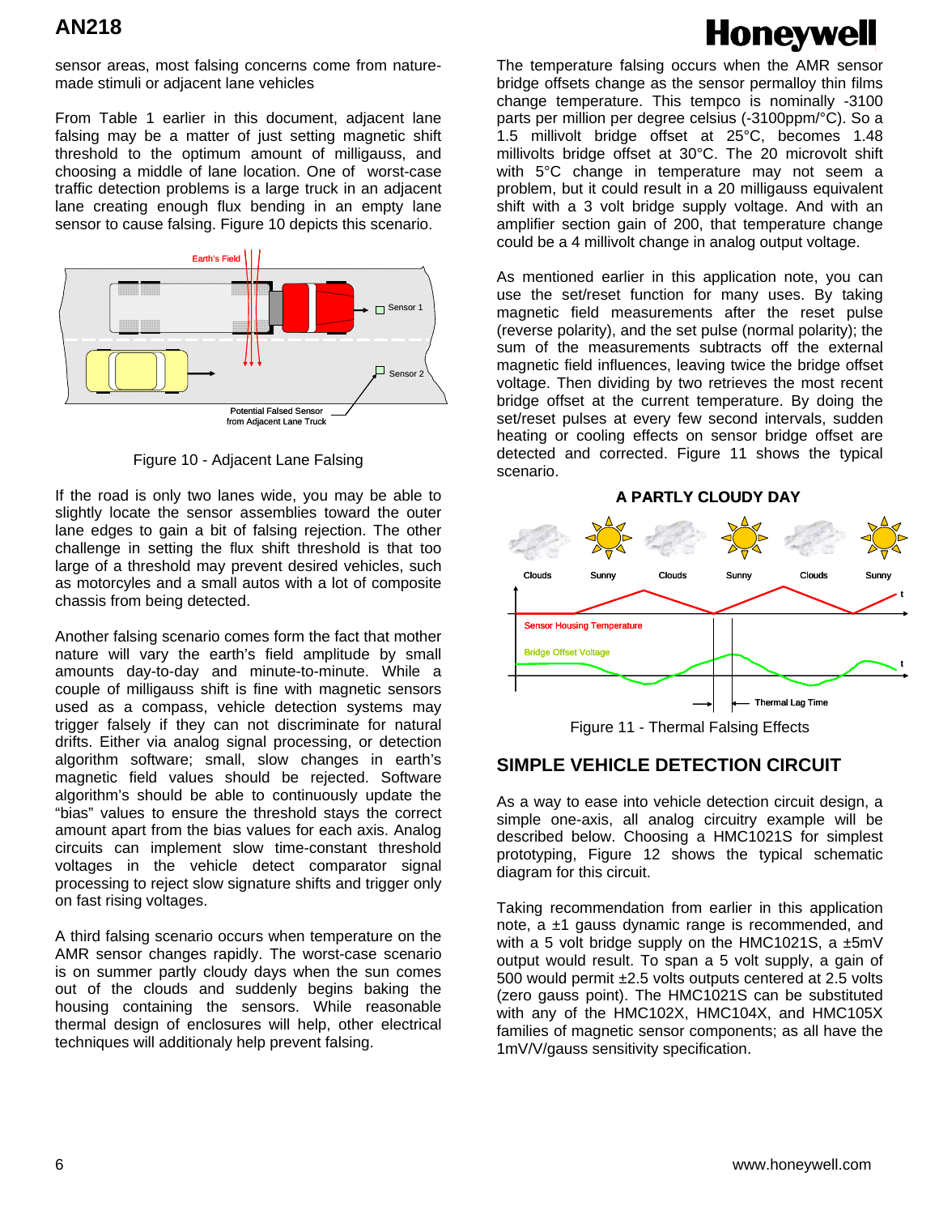sensor areas, most falsing concerns come from nature-made stimuli or adjacent lane vehicles

From Table 1 earlier in this document, adjacent lane falsing may be a matter of just setting magnetic shift threshold to the optimum amount of milligauss, and choosing a middle of lane location. One of worst-case traffic detection problems is a large truck in an adjacent lane creating enough flux bending in an empty lane sensor to cause falsing. Figure 10 depicts this scenario.

Figure 10 - Adjacent Lane Falsing

If the road is only two lanes wide, you may be able to slightly locate the sensor assemblies toward the outer lane edges to gain a bit of falsing rejection. The other challenge in setting the flux shift threshold is that too large of a threshold may prevent desired vehicles, such as motorcyles and a small autos with a lot of composite chassis from being detected.

Another falsing scenario comes form the fact that mother nature will vary the earth's field amplitude by small amounts day-to-day and minute-to-minute. While a couple of milligauss shift is fine with magnetic sensors used as a compass, vehicle detection systems may trigger falsely if they can not discriminate for natural drifts. Either via analog signal processing, or detection algorithm software; small, slow changes in earth's magnetic field values should be rejected. Software algorithm's should be able to continuously update the "bias" values to ensure the threshold stays the correct amount apart from the bias values for each axis. Analog circuits can implement slow time-constant threshold voltages in the vehicle detect comparator signal processing to reject slow signature shifts and trigger only on fast rising voltages.

A third falsing scenario occurs when temperature on the AMR sensor changes rapidly. The worst-case scenario is on summer partly cloudy days when the sun comes out of the clouds and suddenly begins baking the housing containing the sensors. While reasonable thermal design of enclosures will help, other electrical techniques will additionaly help prevent falsing.

The temperature falsing occurs when the AMR sensor bridge offsets change as the sensor permalloy thin films change temperature. This tempco is nominally -3100 parts per million per degree celsius (-3100ppm/°C). So a 1.5 millivolt bridge offset at 25°C, becomes 1.48 millivolts bridge offset at 30°C. The 20 microvolt shift with 5°C change in temperature may not seem a problem, but it could result in a 20 milligauss equivalent shift with a 3 volt bridge supply voltage. And with an amplifier section gain of 200, that temperature change could be a 4 millivolt change in analog output voltage.

As mentioned earlier in this application note, you can use the set/reset function for many uses. By taking magnetic field measurements after the reset pulse (reverse polarity), and the set pulse (normal polarity); the sum of the measurements subtracts off the external magnetic field influences, leaving twice the bridge offset voltage. Then dividing by two retrieves the most recent bridge offset at the current temperature. By doing the set/reset pulses at every few second intervals, sudden heating or cooling effects on sensor bridge offset are detected and corrected. Figure 11 shows the typical scenario.

Figure 11 - Thermal Falsing Effects

## SIMPLE VEHICLE DETECTION CIRCUIT

As a way to ease into vehicle detection circuit design, a simple one-axis, all analog circuitry example will be described below. Choosing a HMC1021S for simplest prototyping, Figure 12 shows the typical schematic diagram for this circuit.

Taking recommendation from earlier in this application note, a ±1 gauss dynamic range is recommended, and with a 5 volt bridge supply on the HMC1021S, a ±5mV output would result. To span a 5 volt supply, a gain of 500 would permit ±2.5 volts outputs centered at 2.5 volts (zero gauss point). The HMC1021S can be substituted with any of the HMC102X, HMC104X, and HMC105X families of magnetic sensor components; as all have the 1mV/V/gauss sensitivity specification.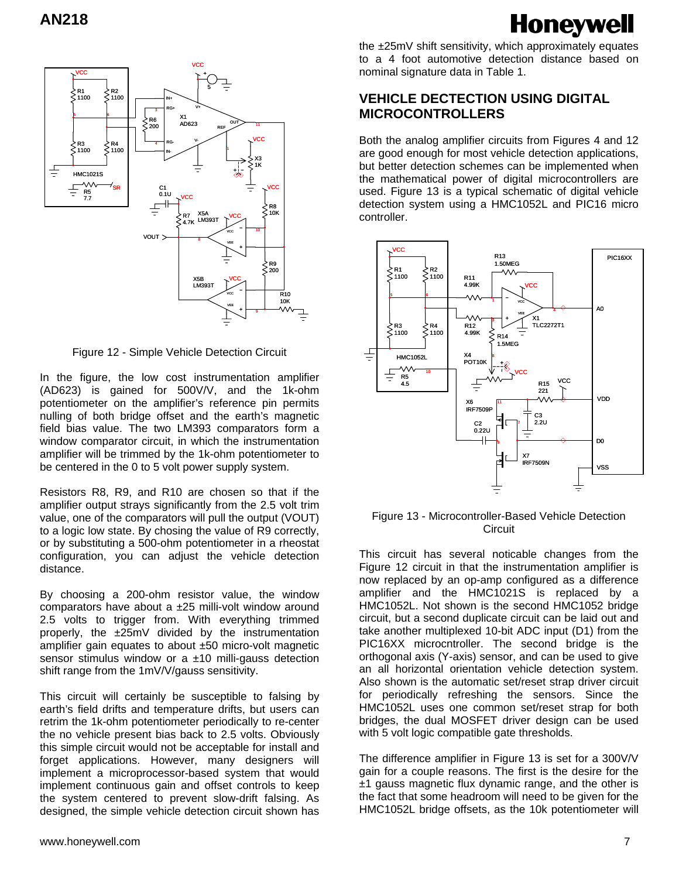Figure 12 - Simple Vehicle Detection Circuit

In the figure, the low cost instrumentation amplifier (AD623) is gained for 500V/V, and the 1k-ohm potentiometer on the amplifier's reference pin permits nulling of both bridge offset and the earth's magnetic field bias value. The two LM393 comparators form a window comparator circuit, in which the instrumentation amplifier will be trimmed by the 1k-ohm potentiometer to be centered in the 0 to 5 volt power supply system.

Resistors R8, R9, and R10 are chosen so that if the amplifier output strays significantly from the 2.5 volt trim value, one of the comparators will pull the output (VOUT) to a logic low state. By chosing the value of R9 correctly, or by substituting a 500-ohm potentiometer in a rheostat configuration, you can adjust the vehicle detection distance.

By choosing a 200-ohm resistor value, the window comparators have about a ±25 milli-volt window around 2.5 volts to trigger from. With everything trimmed properly, the ±25mV divided by the instrumentation amplifier gain equates to about ±50 micro-volt magnetic sensor stimulus window or a ±10 milli-gauss detection shift range from the 1mV/V/gauss sensitivity.

This circuit will certainly be susceptible to falsing by earth's field drifts and temperature drifts, but users can retrim the 1k-ohm potentiometer periodically to re-center the no vehicle present bias back to 2.5 volts. Obviously this simple circuit would not be acceptable for install and forget applications. However, many designers will implement a microprocessor-based system that would implement continuous gain and offset controls to keep the system centered to prevent slow-drift falsing. As designed, the simple vehicle detection circuit shown has the ±25mV shift sensitivity, which approximately equates to a 4 foot automotive detection distance based on nominal signature data in Table 1.

## VEHICLE DECTECTION USING DIGITAL MICROCONTROLLERS

Both the analog amplifier circuits from Figures 4 and 12 are good enough for most vehicle detection applications, but better detection schemes can be implemented when the mathematical power of digital microcontrollers are used. Figure 13 is a typical schematic of digital vehicle detection system using a HMC1052L and PIC16 micro controller.

Figure 13 - Microcontroller-Based Vehicle Detection Circuit

This circuit has several noticable changes from the Figure 12 circuit in that the instrumentation amplifier is now replaced by an op-amp configured as a difference amplifier and the HMC1021S is replaced by a HMC1052L. Not shown is the second HMC1052 bridge circuit, but a second duplicate circuit can be laid out and take another multiplexed 10-bit ADC input (D1) from the PIC16XX microcntroller. The second bridge is the orthogonal axis (Y-axis) sensor, and can be used to give an all horizontal orientation vehicle detection system. Also shown is the automatic set/reset strap driver circuit for periodically refreshing the sensors. Since the HMC1052L uses one common set/reset strap for both bridges, the dual MOSFET driver design can be used with 5 volt logic compatible gate thresholds.

The difference amplifier in Figure 13 is set for a 300V/V gain for a couple reasons. The first is the desire for the ±1 gauss magnetic flux dynamic range, and the other is the fact that some headroom will need to be given for the HMC1052L bridge offsets, as the 10k potentiometer will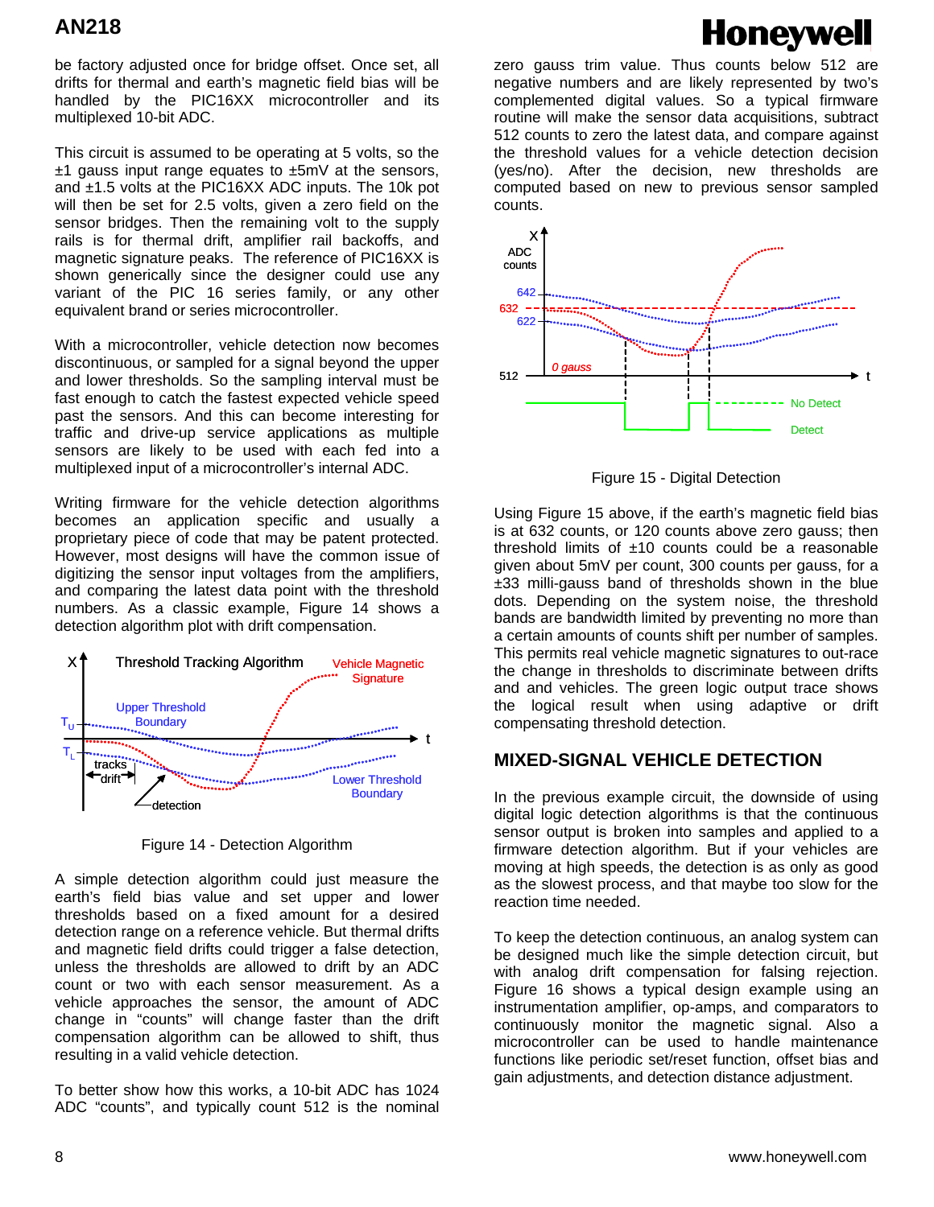be factory adjusted once for bridge offset. Once set, all drifts for thermal and earth's magnetic field bias will be handled by the PIC16XX microcontroller and its multiplexed 10-bit ADC.

This circuit is assumed to be operating at 5 volts, so the ±1 gauss input range equates to ±5mV at the sensors, and ±1.5 volts at the PIC16XX ADC inputs. The 10k pot will then be set for 2.5 volts, given a zero field on the sensor bridges. Then the remaining volt to the supply rails is for thermal drift, amplifier rail backoffs, and magnetic signature peaks. The reference of PIC16XX is shown generically since the designer could use any variant of the PIC 16 series family, or any other equivalent brand or series microcontroller.

With a microcontroller, vehicle detection now becomes discontinuous, or sampled for a signal beyond the upper and lower thresholds. So the sampling interval must be fast enough to catch the fastest expected vehicle speed past the sensors. And this can become interesting for traffic and drive-up service applications as multiple sensors are likely to be used with each fed into a multiplexed input of a microcontroller's internal ADC.

Writing firmware for the vehicle detection algorithms becomes an application specific and usually a proprietary piece of code that may be patent protected. However, most designs will have the common issue of digitizing the sensor input voltages from the amplifiers, and comparing the latest data point with the threshold numbers. As a classic example, Figure 14 shows a detection algorithm plot with drift compensation.

Figure 14 - Detection Algorithm

A simple detection algorithm could just measure the earth's field bias value and set upper and lower thresholds based on a fixed amount for a desired detection range on a reference vehicle. But thermal drifts and magnetic field drifts could trigger a false detection, unless the thresholds are allowed to drift by an ADC count or two with each sensor measurement. As a vehicle approaches the sensor, the amount of ADC change in "counts" will change faster than the drift compensation algorithm can be allowed to shift, thus resulting in a valid vehicle detection.

To better show how this works, a 10-bit ADC has 1024 ADC "counts", and typically count 512 is the nominal zero gauss trim value. Thus counts below 512 are negative numbers and are likely represented by two's complemented digital values. So a typical firmware routine will make the sensor data acquisitions, subtract 512 counts to zero the latest data, and compare against the threshold values for a vehicle detection decision (yes/no). After the decision, new thresholds are computed based on new to previous sensor sampled counts.

Figure 15 - Digital Detection

Using Figure 15 above, if the earth's magnetic field bias is at 632 counts, or 120 counts above zero gauss; then threshold limits of ±10 counts could be a reasonable given about 5mV per count, 300 counts per gauss, for a ±33 milli-gauss band of thresholds shown in the blue dots. Depending on the system noise, the threshold bands are bandwidth limited by preventing no more than a certain amounts of counts shift per number of samples. This permits real vehicle magnetic signatures to out-race the change in thresholds to discriminate between drifts and and vehicles. The green logic output trace shows the logical result when using adaptive or drift compensating threshold detection.

## MIXED-SIGNAL VEHICLE DETECTION

In the previous example circuit, the downside of using digital logic detection algorithms is that the continuous sensor output is broken into samples and applied to a firmware detection algorithm. But if your vehicles are moving at high speeds, the detection is as only as good as the slowest process, and that maybe too slow for the reaction time needed.

To keep the detection continuous, an analog system can be designed much like the simple detection circuit, but with analog drift compensation for falsing rejection. Figure 16 shows a typical design example using an instrumentation amplifier, op-amps, and comparators to continuously monitor the magnetic signal. Also a microcontroller can be used to handle maintenance functions like periodic set/reset function, offset bias and gain adjustments, and detection distance adjustment.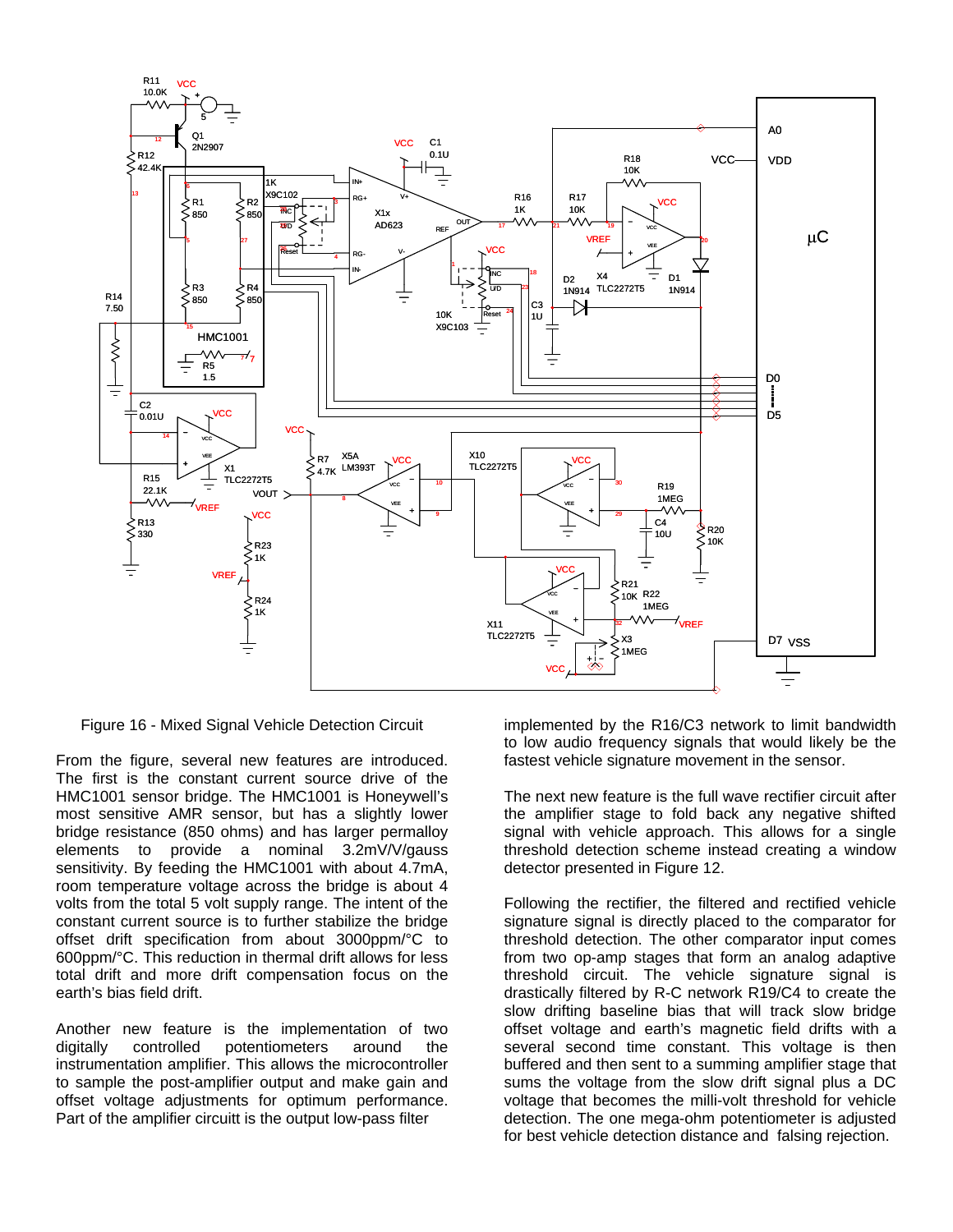Figure 16 - Mixed Signal Vehicle Detection Circuit

From the figure, several new features are introduced. The first is the constant current source drive of the HMC1001 sensor bridge. The HMC1001 is Honeywell's most sensitive AMR sensor, but has a slightly lower bridge resistance (850 ohms) and has larger permalloy elements to provide a nominal 3.2mV/V/gauss sensitivity. By feeding the HMC1001 with about 4.7mA, room temperature voltage across the bridge is about 4 volts from the total 5 volt supply range. The intent of the constant current source is to further stabilize the bridge offset drift specification from about 3000ppm/°C to 600ppm/°C. This reduction in thermal drift allows for less total drift and more drift compensation focus on the earth's bias field drift.

Another new feature is the implementation of two digitally controlled potentiometers around the instrumentation amplifier. This allows the microcontroller to sample the post-amplifier output and make gain and offset voltage adjustments for optimum performance. Part of the amplifier circuitt is the output low-pass filter implemented by the R16/C3 network to limit bandwidth to low audio frequency signals that would likely be the fastest vehicle signature movement in the sensor.

The next new feature is the full wave rectifier circuit after the amplifier stage to fold back any negative shifted signal with vehicle approach. This allows for a single threshold detection scheme instead creating a window detector presented in Figure 12.

Following the rectifier, the filtered and rectified vehicle signature signal is directly placed to the comparator for threshold detection. The other comparator input comes from two op-amp stages that form an analog adaptive threshold circuit. The vehicle signature signal is drastically filtered by R-C network R19/C4 to create the slow drifting baseline bias that will track slow bridge offset voltage and earth's magnetic field drifts with a several second time constant. This voltage is then buffered and sent to a summing amplifier stage that sums the voltage from the slow drift signal plus a DC voltage that becomes the milli-volt threshold for vehicle detection. The one mega-ohm potentiometer is adjusted for best vehicle detection distance and falsing rejection.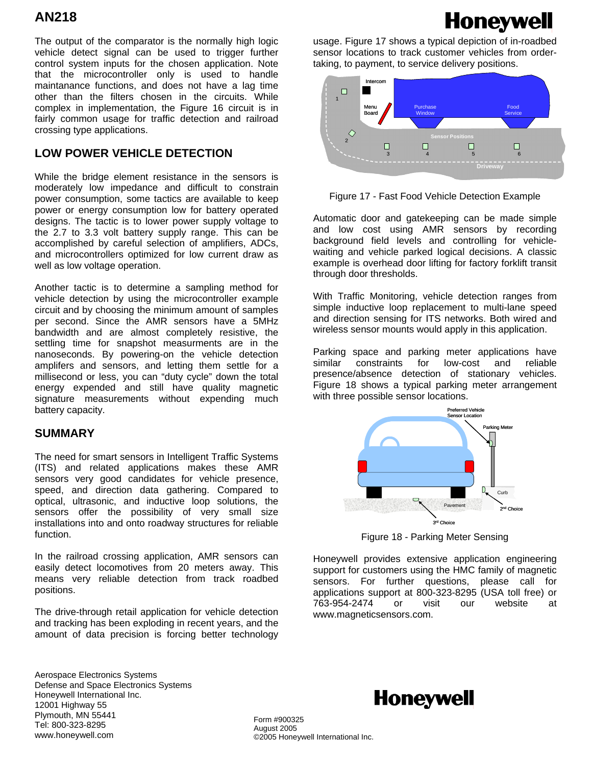The output of the comparator is the normally high logic vehicle detect signal can be used to trigger further control system inputs for the chosen application. Note that the microcontroller only is used to handle maintanance functions, and does not have a lag time other than the filters chosen in the circuits. While complex in implementation, the Figure 16 circuit is in fairly common usage for traffic detection and railroad crossing type applications.

## LOW POWER VEHICLE DETECTION

While the bridge element resistance in the sensors is moderately low impedance and difficult to constrain power consumption, some tactics are available to keep power or energy consumption low for battery operated designs. The tactic is to lower power supply voltage to the 2.7 to 3.3 volt battery supply range. This can be accomplished by careful selection of amplifiers, ADCs, and microcontrollers optimized for low current draw as well as low voltage operation.

Another tactic is to determine a sampling method for vehicle detection by using the microcontroller example circuit and by choosing the minimum amount of samples per second. Since the AMR sensors have a 5MHz bandwidth and are almost completely resistive, the settling time for snapshot measurments are in the nanoseconds. By powering-on the vehicle detection amplifers and sensors, and letting them settle for a millisecond or less, you can "duty cycle" down the total energy expended and still have quality magnetic signature measurements without expending much battery capacity.

## SUMMARY

The need for smart sensors in Intelligent Traffic Systems (ITS) and related applications makes these AMR sensors very good candidates for vehicle presence, speed, and direction data gathering. Compared to optical, ultrasonic, and inductive loop solutions, the sensors offer the possibility of very small size installations into and onto roadway structures for reliable function.

In the railroad crossing application, AMR sensors can easily detect locomotives from 20 meters away. This means very reliable detection from track roadbed positions.

The drive-through retail application for vehicle detection and tracking has been exploding in recent years, and the amount of data precision is forcing better technology usage. Figure 17 shows a typical depiction of in-roadbed sensor locations to track customer vehicles from order-taking, to payment, to service delivery positions.

Intercom
1
Menu Board
Purchase Window
Food Service
2
Sensor Positions
3
4
5
6
Driveway

Figure 17 - Fast Food Vehicle Detection Example

Automatic door and gatekeeping can be made simple and low cost using AMR sensors by recording background field levels and controlling for vehicle-waiting and vehicle parked logical decisions. A classic example is overhead door lifting for factory forklift transit through door thresholds.

With Traffic Monitoring, vehicle detection ranges from simple inductive loop replacement to multi-lane speed and direction sensing for ITS networks. Both wired and wireless sensor mounts would apply in this application.

Parking space and parking meter applications have similar constraints for low-cost and reliable presence/absence detection of stationary vehicles. Figure 18 shows a typical parking meter arrangement with three possible sensor locations.

Preferred Vehicle Sensor Location
Parking Meter
Curb
Pavement
2nd Choice
3rd Choice

Figure 18 - Parking Meter Sensing

Honeywell provides extensive application engineering support for customers using the HMC family of magnetic sensors. For further questions, please call for applications support at 800-323-8295 (USA toll free) or 763-954-2474 or visit our website at www.magneticsensors.com.

Aerospace Electronics Systems
Defense and Space Electronics Systems
Honeywell International Inc.
12001 Highway 55
Plymouth, MN 55441
Tel: 800-323-8295
www.honeywell.com

Form #900325
August 2005
©2005 Honeywell International Inc.